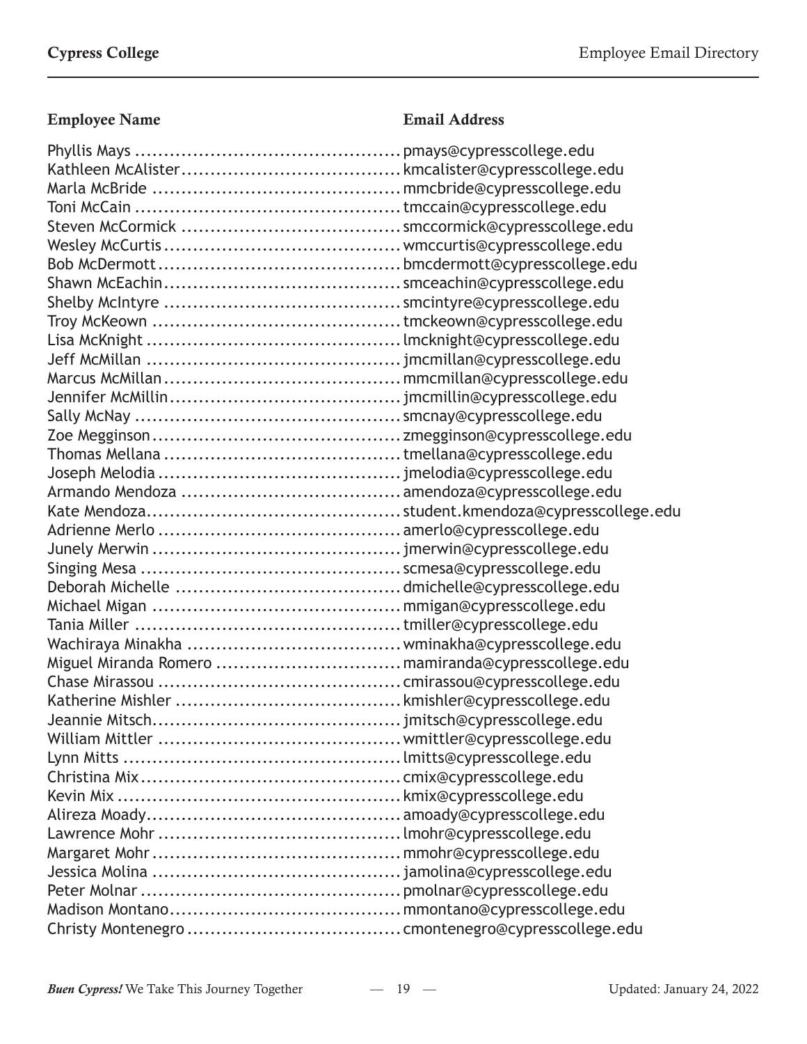| Employee Name | Email Address |
| --- | --- |
| Phyllis Mays | pmays@cypresscollege.edu |
| Kathleen McAlister | kmcalister@cypresscollege.edu |
| Marla McBride | mmcbride@cypresscollege.edu |
| Toni McCain | tmccain@cypresscollege.edu |
| Steven McCormick | smccormick@cypresscollege.edu |
| Wesley McCurtis | wmccurtis@cypresscollege.edu |
| Bob McDermott | bmcdermott@cypresscollege.edu |
| Shawn McEachin | smceachin@cypresscollege.edu |
| Shelby McIntyre | smcintyre@cypresscollege.edu |
| Troy McKeown | tmckeown@cypresscollege.edu |
| Lisa McKnight | lmcknight@cypresscollege.edu |
| Jeff McMillan | jmcmillan@cypresscollege.edu |
| Marcus McMillan | mmcmillan@cypresscollege.edu |
| Jennifer McMillin | jmcmillin@cypresscollege.edu |
| Sally McNay | smcnay@cypresscollege.edu |
| Zoe Megginson | zmegginson@cypresscollege.edu |
| Thomas Mellana | tmellana@cypresscollege.edu |
| Joseph Melodia | jmelodia@cypresscollege.edu |
| Armando Mendoza | amendoza@cypresscollege.edu |
| Kate Mendoza | student.kmendoza@cypresscollege.edu |
| Adrienne Merlo | amerlo@cypresscollege.edu |
| Junely Merwin | jmerwin@cypresscollege.edu |
| Singing Mesa | scmesa@cypresscollege.edu |
| Deborah Michelle | dmichelle@cypresscollege.edu |
| Michael Migan | mmigan@cypresscollege.edu |
| Tania Miller | tmiller@cypresscollege.edu |
| Wachiraya Minakha | wminakha@cypresscollege.edu |
| Miguel Miranda Romero | mamiranda@cypresscollege.edu |
| Chase Mirassou | cmirassou@cypresscollege.edu |
| Katherine Mishler | kmishler@cypresscollege.edu |
| Jeannie Mitsch | jmitsch@cypresscollege.edu |
| William Mittler | wmittler@cypresscollege.edu |
| Lynn Mitts | lmitts@cypresscollege.edu |
| Christina Mix | cmix@cypresscollege.edu |
| Kevin Mix | kmix@cypresscollege.edu |
| Alireza Moady | amoady@cypresscollege.edu |
| Lawrence Mohr | lmohr@cypresscollege.edu |
| Margaret Mohr | mmohr@cypresscollege.edu |
| Jessica Molina | jamolina@cypresscollege.edu |
| Peter Molnar | pmolnar@cypresscollege.edu |
| Madison Montano | mmontano@cypresscollege.edu |
| Christy Montenegro | cmontenegro@cypresscollege.edu |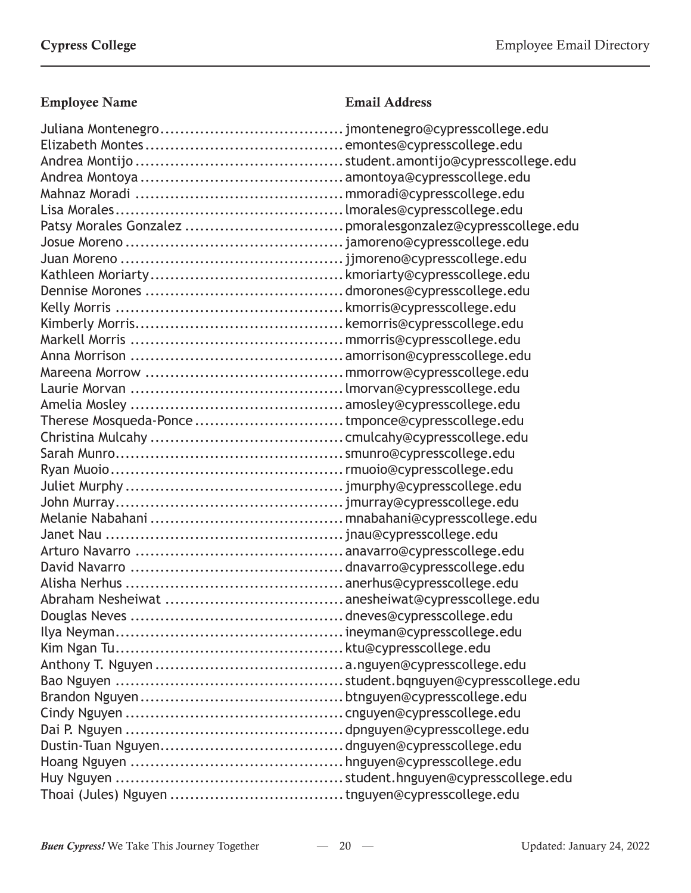| Employee Name | Email Address |
|---|---|
| Juliana Montenegro | jmontenegro@cypresscollege.edu |
| Elizabeth Montes | emontes@cypresscollege.edu |
| Andrea Montijo | student.amontijo@cypresscollege.edu |
| Andrea Montoya | amontoya@cypresscollege.edu |
| Mahnaz Moradi | mmoradi@cypresscollege.edu |
| Lisa Morales | lmorales@cypresscollege.edu |
| Patsy Morales Gonzalez | pmoralesgonzalez@cypresscollege.edu |
| Josue Moreno | jamoreno@cypresscollege.edu |
| Juan Moreno | jjmoreno@cypresscollege.edu |
| Kathleen Moriarty | kmoriarty@cypresscollege.edu |
| Dennise Morones | dmorones@cypresscollege.edu |
| Kelly Morris | kmorris@cypresscollege.edu |
| Kimberly Morris | kemorris@cypresscollege.edu |
| Markell Morris | mmorris@cypresscollege.edu |
| Anna Morrison | amorrison@cypresscollege.edu |
| Mareena Morrow | mmorrow@cypresscollege.edu |
| Laurie Morvan | lmorvan@cypresscollege.edu |
| Amelia Mosley | amosley@cypresscollege.edu |
| Therese Mosqueda-Ponce | tmponce@cypresscollege.edu |
| Christina Mulcahy | cmulcahy@cypresscollege.edu |
| Sarah Munro | smunro@cypresscollege.edu |
| Ryan Muoio | rmuoio@cypresscollege.edu |
| Juliet Murphy | jmurphy@cypresscollege.edu |
| John Murray | jmurray@cypresscollege.edu |
| Melanie Nabahani | mnabahani@cypresscollege.edu |
| Janet Nau | jnau@cypresscollege.edu |
| Arturo Navarro | anavarro@cypresscollege.edu |
| David Navarro | dnavarro@cypresscollege.edu |
| Alisha Nerhus | anerhus@cypresscollege.edu |
| Abraham Nesheiwat | anesheiwat@cypresscollege.edu |
| Douglas Neves | dneves@cypresscollege.edu |
| Ilya Neyman | ineyman@cypresscollege.edu |
| Kim Ngan Tu | ktu@cypresscollege.edu |
| Anthony T. Nguyen | a.nguyen@cypresscollege.edu |
| Bao Nguyen | student.bqnguyen@cypresscollege.edu |
| Brandon Nguyen | btnguyen@cypresscollege.edu |
| Cindy Nguyen | cnguyen@cypresscollege.edu |
| Dai P. Nguyen | dpnguyen@cypresscollege.edu |
| Dustin-Tuan Nguyen | dnguyen@cypresscollege.edu |
| Hoang Nguyen | hnguyen@cypresscollege.edu |
| Huy Nguyen | student.hnguyen@cypresscollege.edu |
| Thoai (Jules) Nguyen | tnguyen@cypresscollege.edu |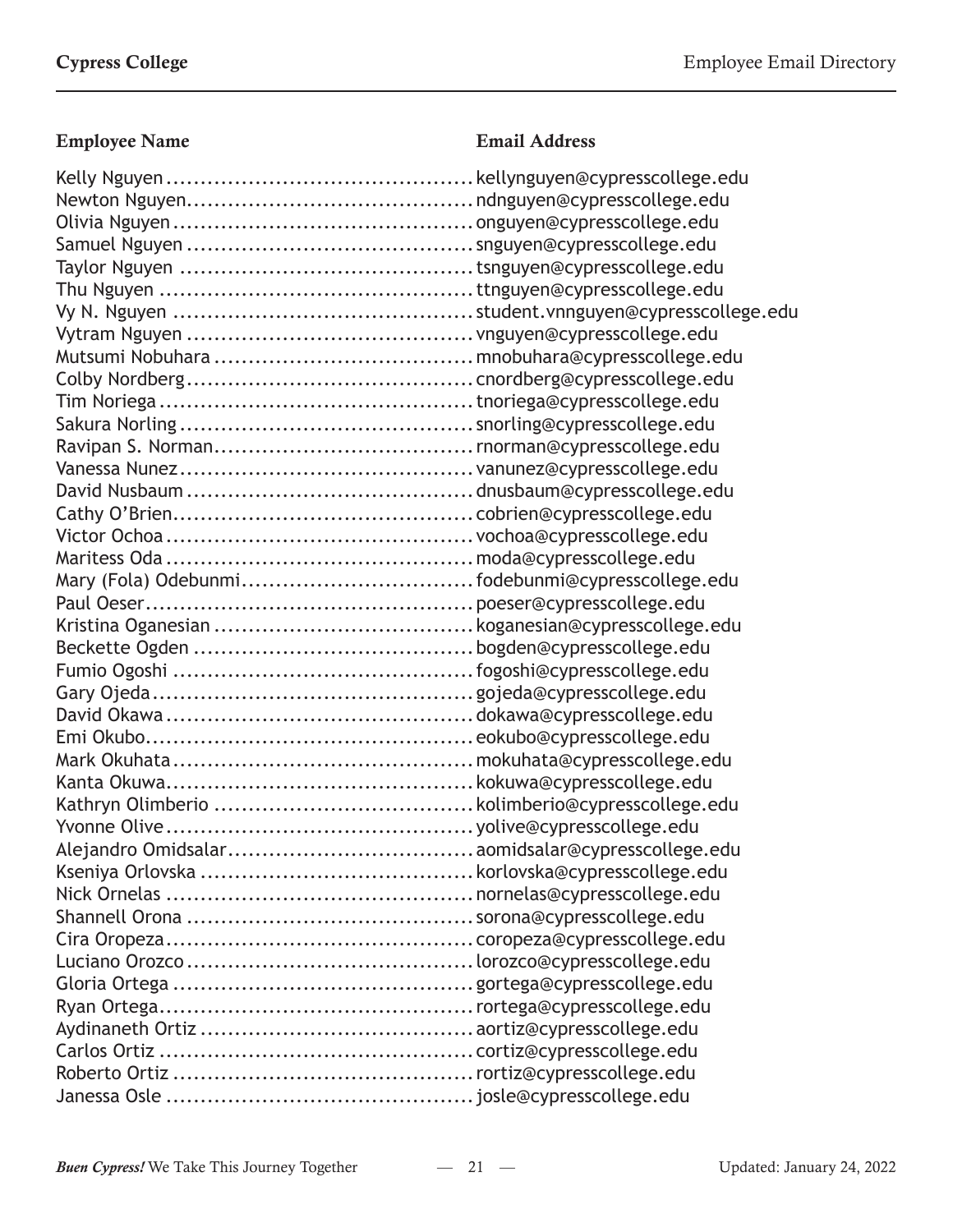| Employee Name | Email Address |
| --- | --- |
| Kelly Nguyen | kellynguyen@cypresscollege.edu |
| Newton Nguyen | ndnguyen@cypresscollege.edu |
| Olivia Nguyen | onguyen@cypresscollege.edu |
| Samuel Nguyen | snguyen@cypresscollege.edu |
| Taylor Nguyen | tsnguyen@cypresscollege.edu |
| Thu Nguyen | ttnguyen@cypresscollege.edu |
| Vy N. Nguyen | student.vnnguyen@cypresscollege.edu |
| Vytram Nguyen | vnguyen@cypresscollege.edu |
| Mutsumi Nobuhara | mnobuhara@cypresscollege.edu |
| Colby Nordberg | cnordberg@cypresscollege.edu |
| Tim Noriega | tnoriega@cypresscollege.edu |
| Sakura Norling | snorling@cypresscollege.edu |
| Ravipan S. Norman | rnorman@cypresscollege.edu |
| Vanessa Nunez | vanunez@cypresscollege.edu |
| David Nusbaum | dnusbaum@cypresscollege.edu |
| Cathy O'Brien | cobrien@cypresscollege.edu |
| Victor Ochoa | vochoa@cypresscollege.edu |
| Maritess Oda | moda@cypresscollege.edu |
| Mary (Fola) Odebunmi | fodebunmi@cypresscollege.edu |
| Paul Oeser | poeser@cypresscollege.edu |
| Kristina Oganesian | koganesian@cypresscollege.edu |
| Beckette Ogden | bogden@cypresscollege.edu |
| Fumio Ogoshi | fogoshi@cypresscollege.edu |
| Gary Ojeda | gojeda@cypresscollege.edu |
| David Okawa | dokawa@cypresscollege.edu |
| Emi Okubo | eokubo@cypresscollege.edu |
| Mark Okuhata | mokuhata@cypresscollege.edu |
| Kanta Okuwa | kokuwa@cypresscollege.edu |
| Kathryn Olimberio | kolimberio@cypresscollege.edu |
| Yvonne Olive | yolive@cypresscollege.edu |
| Alejandro Omidsalar | aomidsalar@cypresscollege.edu |
| Kseniya Orlovska | korlovska@cypresscollege.edu |
| Nick Ornelas | nornelas@cypresscollege.edu |
| Shannell Orona | sorona@cypresscollege.edu |
| Cira Oropeza | coropeza@cypresscollege.edu |
| Luciano Orozco | lorozco@cypresscollege.edu |
| Gloria Ortega | gortega@cypresscollege.edu |
| Ryan Ortega | rortega@cypresscollege.edu |
| Aydinaneth Ortiz | aortiz@cypresscollege.edu |
| Carlos Ortiz | cortiz@cypresscollege.edu |
| Roberto Ortiz | rortiz@cypresscollege.edu |
| Janessa Osle | josle@cypresscollege.edu |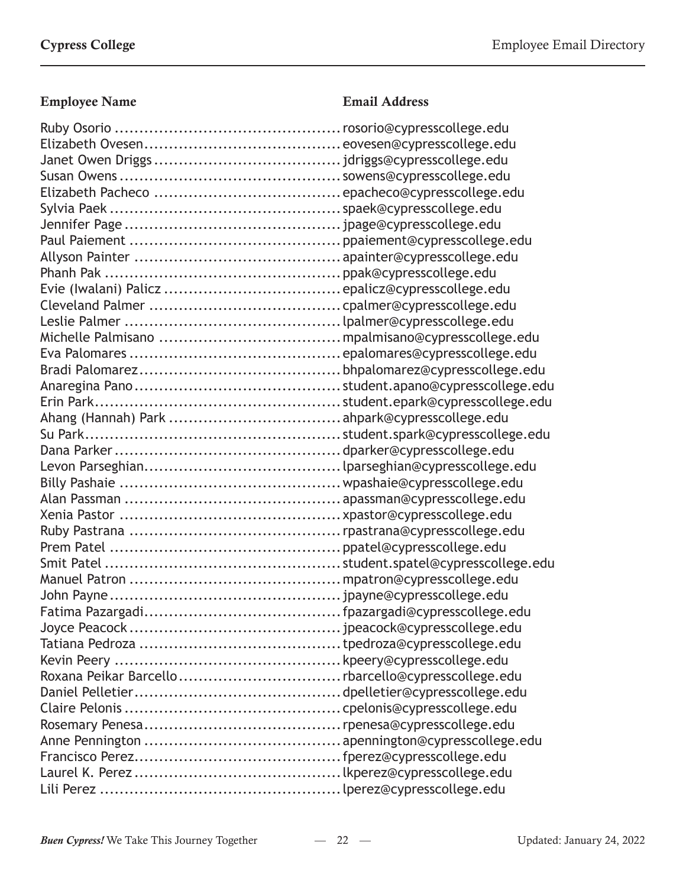| Employee Name | Email Address |
| --- | --- |
| Ruby Osorio | rosorio@cypresscollege.edu |
| Elizabeth Ovesen | eovesen@cypresscollege.edu |
| Janet Owen Driggs | jdriggs@cypresscollege.edu |
| Susan Owens | sowens@cypresscollege.edu |
| Elizabeth Pacheco | epacheco@cypresscollege.edu |
| Sylvia Paek | spaek@cypresscollege.edu |
| Jennifer Page | jpage@cypresscollege.edu |
| Paul Paiement | ppaiement@cypresscollege.edu |
| Allyson Painter | apainter@cypresscollege.edu |
| Phanh Pak | ppak@cypresscollege.edu |
| Evie (Iwalani) Palicz | epalicz@cypresscollege.edu |
| Cleveland Palmer | cpalmer@cypresscollege.edu |
| Leslie Palmer | lpalmer@cypresscollege.edu |
| Michelle Palmisano | mpalmisano@cypresscollege.edu |
| Eva Palomares | epalomares@cypresscollege.edu |
| Bradi Palomarez | bhpalomarez@cypresscollege.edu |
| Anaregina Pano | student.apano@cypresscollege.edu |
| Erin Park | student.epark@cypresscollege.edu |
| Ahang (Hannah) Park | ahpark@cypresscollege.edu |
| Su Park | student.spark@cypresscollege.edu |
| Dana Parker | dparker@cypresscollege.edu |
| Levon Parseghian | lparseghian@cypresscollege.edu |
| Billy Pashaie | wpashaie@cypresscollege.edu |
| Alan Passman | apassman@cypresscollege.edu |
| Xenia Pastor | xpastor@cypresscollege.edu |
| Ruby Pastrana | rpastrana@cypresscollege.edu |
| Prem Patel | ppatel@cypresscollege.edu |
| Smit Patel | student.spatel@cypresscollege.edu |
| Manuel Patron | mpatron@cypresscollege.edu |
| John Payne | jpayne@cypresscollege.edu |
| Fatima Pazargadi | fpazargadi@cypresscollege.edu |
| Joyce Peacock | jpeacock@cypresscollege.edu |
| Tatiana Pedroza | tpedroza@cypresscollege.edu |
| Kevin Peery | kpeery@cypresscollege.edu |
| Roxana Peikar Barcello | rbarcello@cypresscollege.edu |
| Daniel Pelletier | dpelletier@cypresscollege.edu |
| Claire Pelonis | cpelonis@cypresscollege.edu |
| Rosemary Penesa | rpenesa@cypresscollege.edu |
| Anne Pennington | apennington@cypresscollege.edu |
| Francisco Perez | fperez@cypresscollege.edu |
| Laurel K. Perez | lkperez@cypresscollege.edu |
| Lili Perez | lperez@cypresscollege.edu |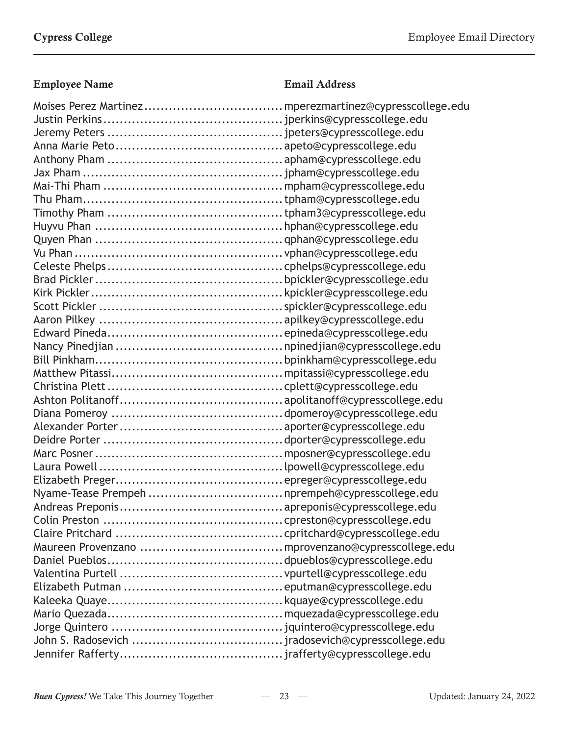| Employee Name | Email Address |
|---|---|
| Moises Perez Martinez | mperezmartinez@cypresscollege.edu |
| Justin Perkins | jperkins@cypresscollege.edu |
| Jeremy Peters | jpeters@cypresscollege.edu |
| Anna Marie Peto | apeto@cypresscollege.edu |
| Anthony Pham | apham@cypresscollege.edu |
| Jax Pham | jpham@cypresscollege.edu |
| Mai-Thi Pham | mpham@cypresscollege.edu |
| Thu Pham | tpham@cypresscollege.edu |
| Timothy Pham | tpham3@cypresscollege.edu |
| Huyvu Phan | hphan@cypresscollege.edu |
| Quyen Phan | qphan@cypresscollege.edu |
| Vu Phan | vphan@cypresscollege.edu |
| Celeste Phelps | cphelps@cypresscollege.edu |
| Brad Pickler | bpickler@cypresscollege.edu |
| Kirk Pickler | kpickler@cypresscollege.edu |
| Scott Pickler | spickler@cypresscollege.edu |
| Aaron Pilkey | apilkey@cypresscollege.edu |
| Edward Pineda | epineda@cypresscollege.edu |
| Nancy Pinedjian | npinedjian@cypresscollege.edu |
| Bill Pinkham | bpinkham@cypresscollege.edu |
| Matthew Pitassi | mpitassi@cypresscollege.edu |
| Christina Plett | cplett@cypresscollege.edu |
| Ashton Politanoff | apolitanoff@cypresscollege.edu |
| Diana Pomeroy | dpomeroy@cypresscollege.edu |
| Alexander Porter | aporter@cypresscollege.edu |
| Deidre Porter | dporter@cypresscollege.edu |
| Marc Posner | mposner@cypresscollege.edu |
| Laura Powell | lpowell@cypresscollege.edu |
| Elizabeth Preger | epreger@cypresscollege.edu |
| Nyame-Tease Prempeh | nprempeh@cypresscollege.edu |
| Andreas Preponis | apreponis@cypresscollege.edu |
| Colin Preston | cpreston@cypresscollege.edu |
| Claire Pritchard | cpritchard@cypresscollege.edu |
| Maureen Provenzano | mprovenzano@cypresscollege.edu |
| Daniel Pueblos | dpueblos@cypresscollege.edu |
| Valentina Purtell | vpurtell@cypresscollege.edu |
| Elizabeth Putman | eputman@cypresscollege.edu |
| Kaleeka Quaye | kquaye@cypresscollege.edu |
| Mario Quezada | mquezada@cypresscollege.edu |
| Jorge Quintero | jquintero@cypresscollege.edu |
| John S. Radosevich | jradosevich@cypresscollege.edu |
| Jennifer Rafferty | jrafferty@cypresscollege.edu |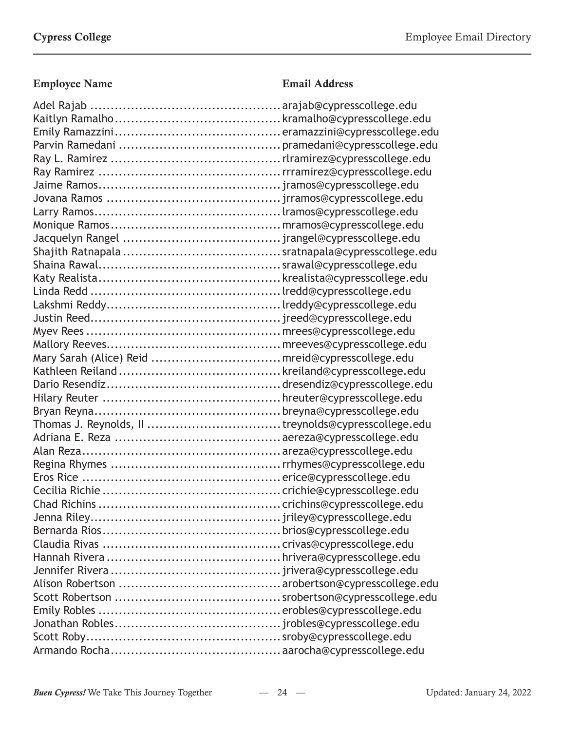| Employee Name | Email Address |
|---|---|
| Adel Rajab | arajab@cypresscollege.edu |
| Kaitlyn Ramalho | kramalho@cypresscollege.edu |
| Emily Ramazzini | eramazzini@cypresscollege.edu |
| Parvin Ramedani | pramedani@cypresscollege.edu |
| Ray L. Ramirez | rlramirez@cypresscollege.edu |
| Ray Ramirez | rrramirez@cypresscollege.edu |
| Jaime Ramos | jramos@cypresscollege.edu |
| Jovana Ramos | jrramos@cypresscollege.edu |
| Larry Ramos | lramos@cypresscollege.edu |
| Monique Ramos | mramos@cypresscollege.edu |
| Jacquelyn Rangel | jrangel@cypresscollege.edu |
| Shajith Ratnapala | sratnapala@cypresscollege.edu |
| Shaina Rawal | srawal@cypresscollege.edu |
| Katy Realista | krealista@cypresscollege.edu |
| Linda Redd | lredd@cypresscollege.edu |
| Lakshmi Reddy | lreddy@cypresscollege.edu |
| Justin Reed | jreed@cypresscollege.edu |
| Myev Rees | mrees@cypresscollege.edu |
| Mallory Reeves | mreeves@cypresscollege.edu |
| Mary Sarah (Alice) Reid | mreid@cypresscollege.edu |
| Kathleen Reiland | kreiland@cypresscollege.edu |
| Dario Resendiz | dresendiz@cypresscollege.edu |
| Hilary Reuter | hreuter@cypresscollege.edu |
| Bryan Reyna | breyna@cypresscollege.edu |
| Thomas J. Reynolds, II | treynolds@cypresscollege.edu |
| Adriana E. Reza | aereza@cypresscollege.edu |
| Alan Reza | areza@cypresscollege.edu |
| Regina Rhymes | rrhymes@cypresscollege.edu |
| Eros Rice | erice@cypresscollege.edu |
| Cecilia Richie | crichie@cypresscollege.edu |
| Chad Richins | crichins@cypresscollege.edu |
| Jenna Riley | jriley@cypresscollege.edu |
| Bernarda Rios | brios@cypresscollege.edu |
| Claudia Rivas | crivas@cypresscollege.edu |
| Hannah Rivera | hrivera@cypresscollege.edu |
| Jennifer Rivera | jrivera@cypresscollege.edu |
| Alison Robertson | arobertson@cypresscollege.edu |
| Scott Robertson | srobertson@cypresscollege.edu |
| Emily Robles | erobles@cypresscollege.edu |
| Jonathan Robles | jrobles@cypresscollege.edu |
| Scott Roby | sroby@cypresscollege.edu |
| Armando Rocha | aarocha@cypresscollege.edu |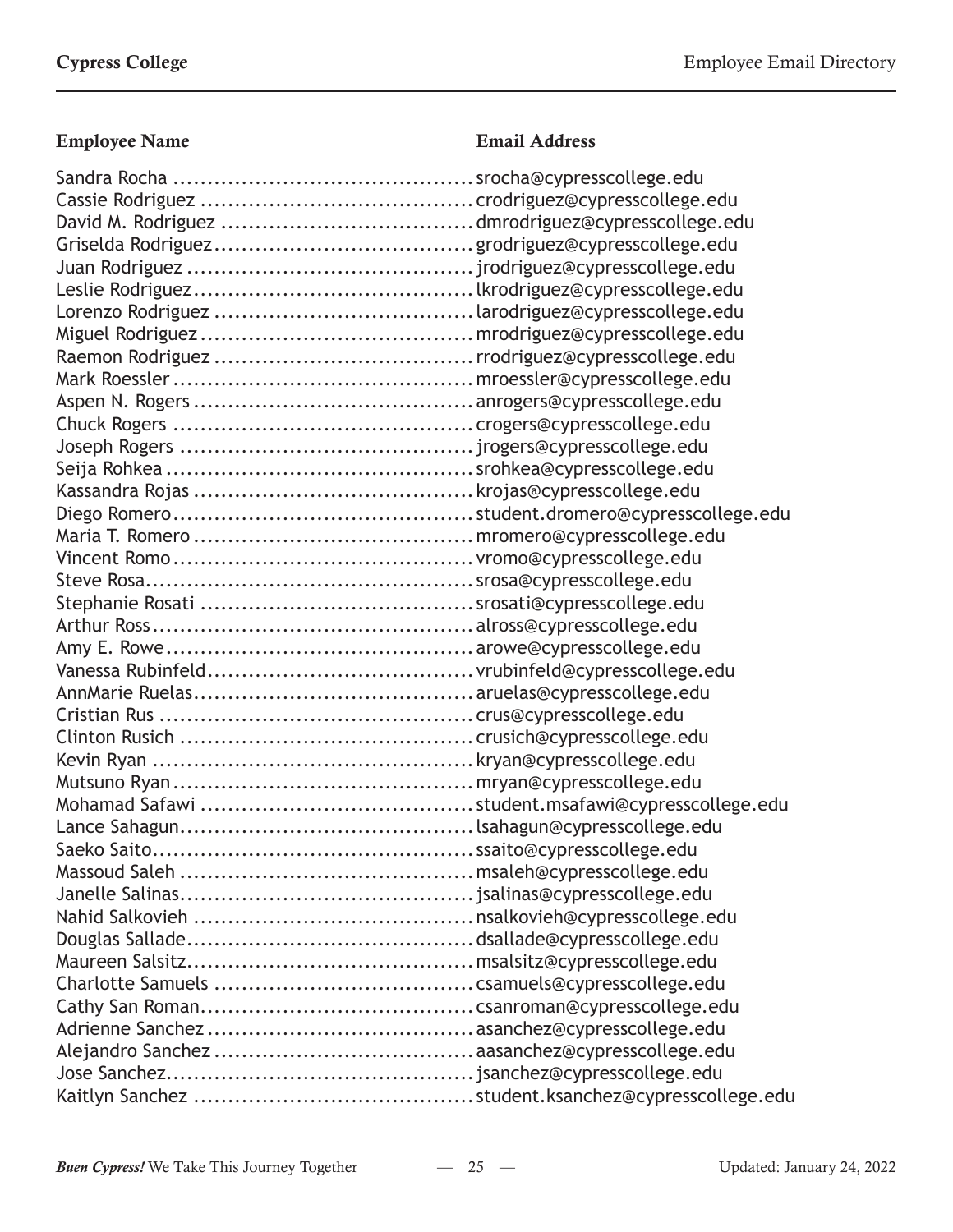| Employee Name | Email Address |
|---|---|
| Sandra Rocha | srocha@cypresscollege.edu |
| Cassie Rodriguez | crodriguez@cypresscollege.edu |
| David M. Rodriguez | dmrodriguez@cypresscollege.edu |
| Griselda Rodriguez | grodriguez@cypresscollege.edu |
| Juan Rodriguez | jrodriguez@cypresscollege.edu |
| Leslie Rodriguez | lkrodriguez@cypresscollege.edu |
| Lorenzo Rodriguez | larodriguez@cypresscollege.edu |
| Miguel Rodriguez | mrodriguez@cypresscollege.edu |
| Raemon Rodriguez | rrodriguez@cypresscollege.edu |
| Mark Roessler | mroessler@cypresscollege.edu |
| Aspen N. Rogers | anrogers@cypresscollege.edu |
| Chuck Rogers | crogers@cypresscollege.edu |
| Joseph Rogers | jrogers@cypresscollege.edu |
| Seija Rohkea | srohkea@cypresscollege.edu |
| Kassandra Rojas | krojas@cypresscollege.edu |
| Diego Romero | student.dromero@cypresscollege.edu |
| Maria T. Romero | mromero@cypresscollege.edu |
| Vincent Romo | vromo@cypresscollege.edu |
| Steve Rosa | srosa@cypresscollege.edu |
| Stephanie Rosati | srosati@cypresscollege.edu |
| Arthur Ross | alross@cypresscollege.edu |
| Amy E. Rowe | arowe@cypresscollege.edu |
| Vanessa Rubinfeld | vrubinfeld@cypresscollege.edu |
| AnnMarie Ruelas | aruelas@cypresscollege.edu |
| Cristian Rus | crus@cypresscollege.edu |
| Clinton Rusich | crusich@cypresscollege.edu |
| Kevin Ryan | kryan@cypresscollege.edu |
| Mutsuno Ryan | mryan@cypresscollege.edu |
| Mohamad Safawi | student.msafawi@cypresscollege.edu |
| Lance Sahagun | lsahagun@cypresscollege.edu |
| Saeko Saito | ssaito@cypresscollege.edu |
| Massoud Saleh | msaleh@cypresscollege.edu |
| Janelle Salinas | jsalinas@cypresscollege.edu |
| Nahid Salkovieh | nsalkovieh@cypresscollege.edu |
| Douglas Sallade | dsallade@cypresscollege.edu |
| Maureen Salsitz | msalsitz@cypresscollege.edu |
| Charlotte Samuels | csamuels@cypresscollege.edu |
| Cathy San Roman | csanroman@cypresscollege.edu |
| Adrienne Sanchez | asanchez@cypresscollege.edu |
| Alejandro Sanchez | aasanchez@cypresscollege.edu |
| Jose Sanchez | jsanchez@cypresscollege.edu |
| Kaitlyn Sanchez | student.ksanchez@cypresscollege.edu |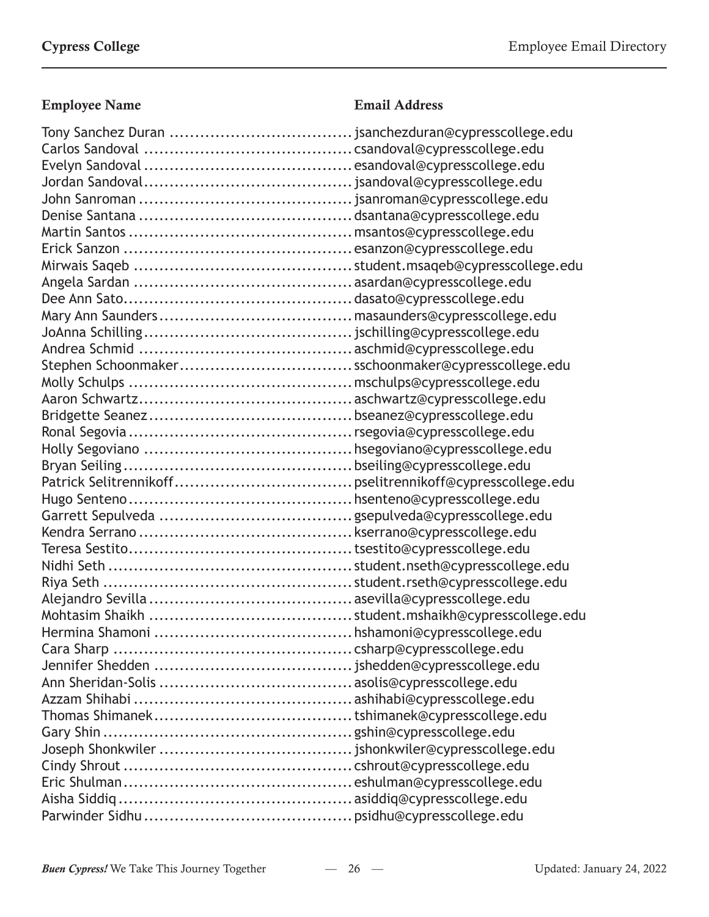| Employee Name | Email Address |
|---|---|
| Tony Sanchez Duran | jsanchezduran@cypresscollege.edu |
| Carlos Sandoval | csandoval@cypresscollege.edu |
| Evelyn Sandoval | esandoval@cypresscollege.edu |
| Jordan Sandoval | jsandoval@cypresscollege.edu |
| John Sanroman | jsanroman@cypresscollege.edu |
| Denise Santana | dsantana@cypresscollege.edu |
| Martin Santos | msantos@cypresscollege.edu |
| Erick Sanzon | esanzon@cypresscollege.edu |
| Mirwais Saqeb | student.msaqeb@cypresscollege.edu |
| Angela Sardan | asardan@cypresscollege.edu |
| Dee Ann Sato | dasato@cypresscollege.edu |
| Mary Ann Saunders | masaunders@cypresscollege.edu |
| JoAnna Schilling | jschilling@cypresscollege.edu |
| Andrea Schmid | aschmid@cypresscollege.edu |
| Stephen Schoonmaker | sschoonmaker@cypresscollege.edu |
| Molly Schulps | mschulps@cypresscollege.edu |
| Aaron Schwartz | aschwartz@cypresscollege.edu |
| Bridgette Seanez | bseanez@cypresscollege.edu |
| Ronal Segovia | rsegovia@cypresscollege.edu |
| Holly Segoviano | hsegoviano@cypresscollege.edu |
| Bryan Seiling | bseiling@cypresscollege.edu |
| Patrick Selitrennikoff | pselitrennikoff@cypresscollege.edu |
| Hugo Senteno | hsenteno@cypresscollege.edu |
| Garrett Sepulveda | gsepulveda@cypresscollege.edu |
| Kendra Serrano | kserrano@cypresscollege.edu |
| Teresa Sestito | tsestito@cypresscollege.edu |
| Nidhi Seth | student.nseth@cypresscollege.edu |
| Riya Seth | student.rseth@cypresscollege.edu |
| Alejandro Sevilla | asevilla@cypresscollege.edu |
| Mohtasim Shaikh | student.mshaikh@cypresscollege.edu |
| Hermina Shamoni | hshamoni@cypresscollege.edu |
| Cara Sharp | csharp@cypresscollege.edu |
| Jennifer Shedden | jshedden@cypresscollege.edu |
| Ann Sheridan-Solis | asolis@cypresscollege.edu |
| Azzam Shihabi | ashihabi@cypresscollege.edu |
| Thomas Shimanek | tshimanek@cypresscollege.edu |
| Gary Shin | gshin@cypresscollege.edu |
| Joseph Shonkwiler | jshonkwiler@cypresscollege.edu |
| Cindy Shrout | cshrout@cypresscollege.edu |
| Eric Shulman | eshulman@cypresscollege.edu |
| Aisha Siddiq | asiddiq@cypresscollege.edu |
| Parwinder Sidhu | psidhu@cypresscollege.edu |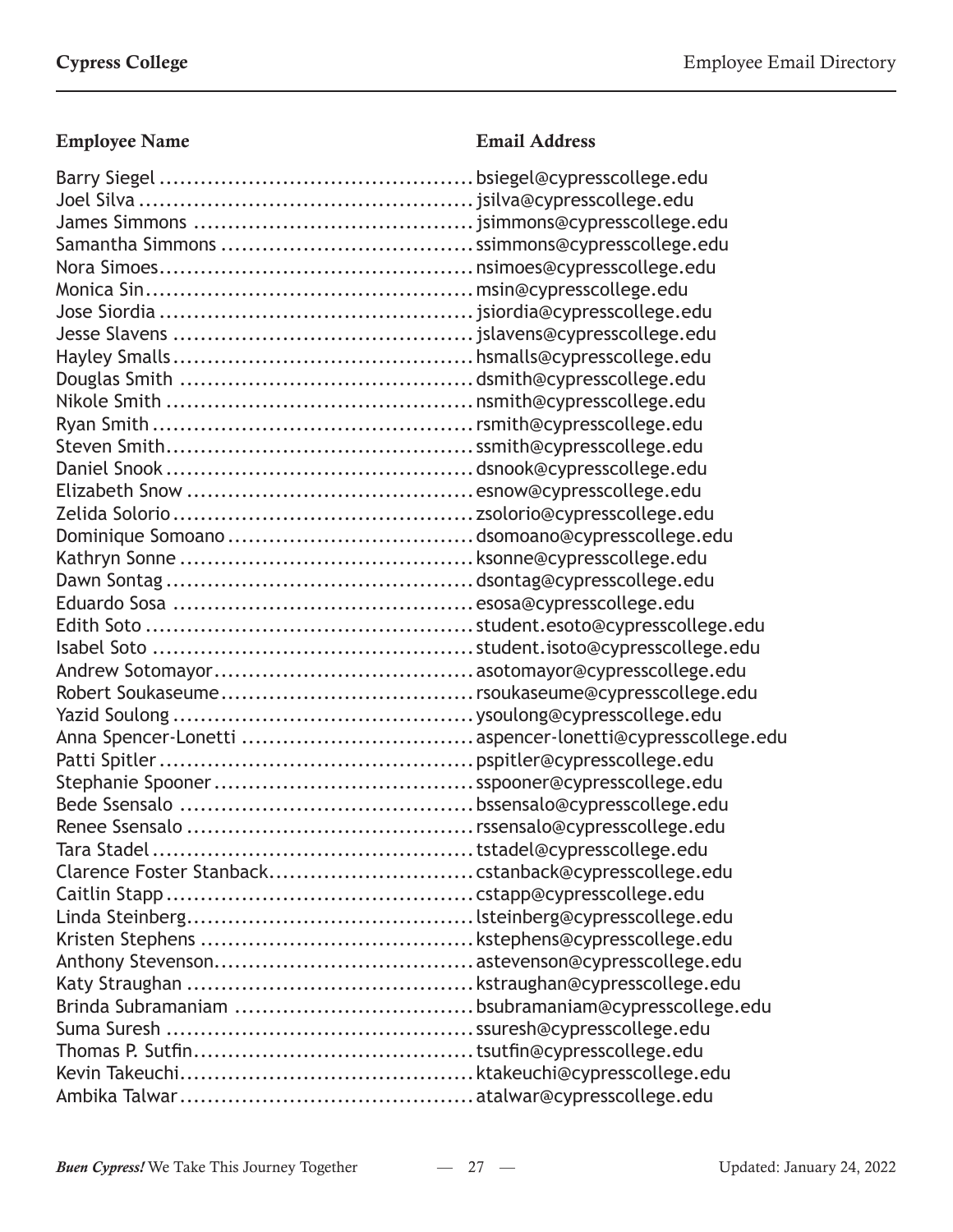| Employee Name | Email Address |
|---|---|
| Barry Siegel | bsiegel@cypresscollege.edu |
| Joel Silva | jsilva@cypresscollege.edu |
| James Simmons | jsimmons@cypresscollege.edu |
| Samantha Simmons | ssimmons@cypresscollege.edu |
| Nora Simoes | nsimoes@cypresscollege.edu |
| Monica Sin | msin@cypresscollege.edu |
| Jose Siordia | jsiordia@cypresscollege.edu |
| Jesse Slavens | jslavens@cypresscollege.edu |
| Hayley Smalls | hsmalls@cypresscollege.edu |
| Douglas Smith | dsmith@cypresscollege.edu |
| Nikole Smith | nsmith@cypresscollege.edu |
| Ryan Smith | rsmith@cypresscollege.edu |
| Steven Smith | ssmith@cypresscollege.edu |
| Daniel Snook | dsnook@cypresscollege.edu |
| Elizabeth Snow | esnow@cypresscollege.edu |
| Zelida Solorio | zsolorio@cypresscollege.edu |
| Dominique Somoano | dsomoano@cypresscollege.edu |
| Kathryn Sonne | ksonne@cypresscollege.edu |
| Dawn Sontag | dsontag@cypresscollege.edu |
| Eduardo Sosa | esosa@cypresscollege.edu |
| Edith Soto | student.esoto@cypresscollege.edu |
| Isabel Soto | student.isoto@cypresscollege.edu |
| Andrew Sotomayor | asotomayor@cypresscollege.edu |
| Robert Soukaseume | rsoukaseume@cypresscollege.edu |
| Yazid Soulong | ysoulong@cypresscollege.edu |
| Anna Spencer-Lonetti | aspencer-lonetti@cypresscollege.edu |
| Patti Spitler | pspitler@cypresscollege.edu |
| Stephanie Spooner | sspooner@cypresscollege.edu |
| Bede Ssensalo | bssensalo@cypresscollege.edu |
| Renee Ssensalo | rssensalo@cypresscollege.edu |
| Tara Stadel | tstadel@cypresscollege.edu |
| Clarence Foster Stanback | cstanback@cypresscollege.edu |
| Caitlin Stapp | cstapp@cypresscollege.edu |
| Linda Steinberg | lsteinberg@cypresscollege.edu |
| Kristen Stephens | kstephens@cypresscollege.edu |
| Anthony Stevenson | astevenson@cypresscollege.edu |
| Katy Straughan | kstraughan@cypresscollege.edu |
| Brinda Subramaniam | bsubramaniam@cypresscollege.edu |
| Suma Suresh | ssuresh@cypresscollege.edu |
| Thomas P. Sutfin | tsutfin@cypresscollege.edu |
| Kevin Takeuchi | ktakeuchi@cypresscollege.edu |
| Ambika Talwar | atalwar@cypresscollege.edu |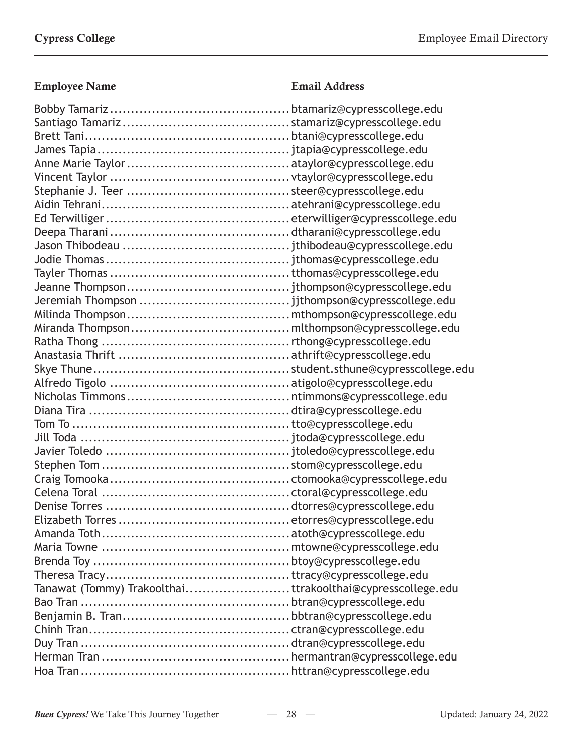| Employee Name | Email Address |
| --- | --- |
| Bobby Tamariz | btamariz@cypresscollege.edu |
| Santiago Tamariz | stamariz@cypresscollege.edu |
| Brett Tani | btani@cypresscollege.edu |
| James Tapia | jtapia@cypresscollege.edu |
| Anne Marie Taylor | ataylor@cypresscollege.edu |
| Vincent Taylor | vtaylor@cypresscollege.edu |
| Stephanie J. Teer | steer@cypresscollege.edu |
| Aidin Tehrani | atehrani@cypresscollege.edu |
| Ed Terwilliger | eterwilliger@cypresscollege.edu |
| Deepa Tharani | dtharani@cypresscollege.edu |
| Jason Thibodeau | jthibodeau@cypresscollege.edu |
| Jodie Thomas | jthomas@cypresscollege.edu |
| Tayler Thomas | tthomas@cypresscollege.edu |
| Jeanne Thompson | jthompson@cypresscollege.edu |
| Jeremiah Thompson | jjthompson@cypresscollege.edu |
| Milinda Thompson | mthompson@cypresscollege.edu |
| Miranda Thompson | mlthompson@cypresscollege.edu |
| Ratha Thong | rthong@cypresscollege.edu |
| Anastasia Thrift | athrift@cypresscollege.edu |
| Skye Thune | student.sthune@cypresscollege.edu |
| Alfredo Tigolo | atigolo@cypresscollege.edu |
| Nicholas Timmons | ntimmons@cypresscollege.edu |
| Diana Tira | dtira@cypresscollege.edu |
| Tom To | tto@cypresscollege.edu |
| Jill Toda | jtoda@cypresscollege.edu |
| Javier Toledo | jtoledo@cypresscollege.edu |
| Stephen Tom | stom@cypresscollege.edu |
| Craig Tomooka | ctomooka@cypresscollege.edu |
| Celena Toral | ctoral@cypresscollege.edu |
| Denise Torres | dtorres@cypresscollege.edu |
| Elizabeth Torres | etorres@cypresscollege.edu |
| Amanda Toth | atoth@cypresscollege.edu |
| Maria Towne | mtowne@cypresscollege.edu |
| Brenda Toy | btoy@cypresscollege.edu |
| Theresa Tracy | ttracy@cypresscollege.edu |
| Tanawat (Tommy) Trakoolthai | ttrakoolthai@cypresscollege.edu |
| Bao Tran | btran@cypresscollege.edu |
| Benjamin B. Tran | bbtran@cypresscollege.edu |
| Chinh Tran | ctran@cypresscollege.edu |
| Duy Tran | dtran@cypresscollege.edu |
| Herman Tran | hermantran@cypresscollege.edu |
| Hoa Tran | httran@cypresscollege.edu |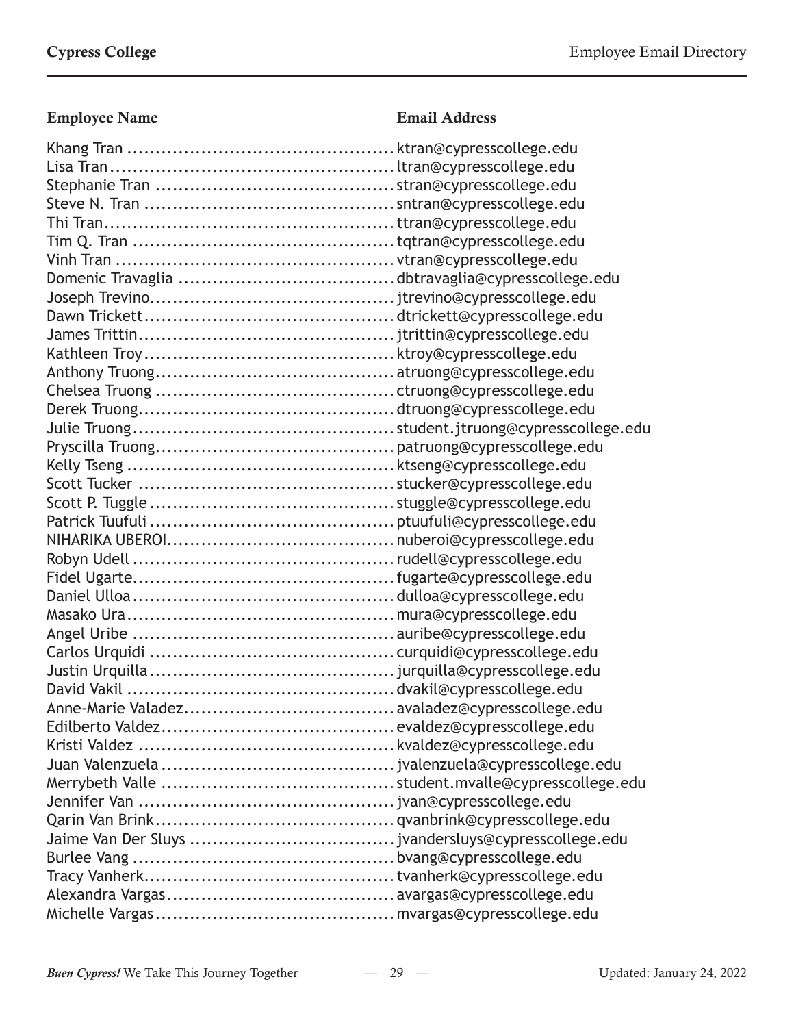| Employee Name | Email Address |
|---|---|
| Khang Tran | ktran@cypresscollege.edu |
| Lisa Tran | ltran@cypresscollege.edu |
| Stephanie Tran | stran@cypresscollege.edu |
| Steve N. Tran | sntran@cypresscollege.edu |
| Thi Tran | ttran@cypresscollege.edu |
| Tim Q. Tran | tqtran@cypresscollege.edu |
| Vinh Tran | vtran@cypresscollege.edu |
| Domenic Travaglia | dbtravaglia@cypresscollege.edu |
| Joseph Trevino | jtrevino@cypresscollege.edu |
| Dawn Trickett | dtrickett@cypresscollege.edu |
| James Trittin | jtrittin@cypresscollege.edu |
| Kathleen Troy | ktroy@cypresscollege.edu |
| Anthony Truong | atruong@cypresscollege.edu |
| Chelsea Truong | ctruong@cypresscollege.edu |
| Derek Truong | dtruong@cypresscollege.edu |
| Julie Truong | student.jtruong@cypresscollege.edu |
| Pryscilla Truong | patruong@cypresscollege.edu |
| Kelly Tseng | ktseng@cypresscollege.edu |
| Scott Tucker | stucker@cypresscollege.edu |
| Scott P. Tuggle | stuggle@cypresscollege.edu |
| Patrick Tuufuli | ptuufuli@cypresscollege.edu |
| NIHARIKA UBEROI | nuberoi@cypresscollege.edu |
| Robyn Udell | rudell@cypresscollege.edu |
| Fidel Ugarte | fugarte@cypresscollege.edu |
| Daniel Ulloa | dulloa@cypresscollege.edu |
| Masako Ura | mura@cypresscollege.edu |
| Angel Uribe | auribe@cypresscollege.edu |
| Carlos Urquidi | curquidi@cypresscollege.edu |
| Justin Urquilla | jurquilla@cypresscollege.edu |
| David Vakil | dvakil@cypresscollege.edu |
| Anne-Marie Valadez | avaladez@cypresscollege.edu |
| Edilberto Valdez | evaldez@cypresscollege.edu |
| Kristi Valdez | kvaldez@cypresscollege.edu |
| Juan Valenzuela | jvalenzuela@cypresscollege.edu |
| Merrybeth Valle | student.mvalle@cypresscollege.edu |
| Jennifer Van | jvan@cypresscollege.edu |
| Qarin Van Brink | qvanbrink@cypresscollege.edu |
| Jaime Van Der Sluys | jvandersluys@cypresscollege.edu |
| Burlee Vang | bvang@cypresscollege.edu |
| Tracy Vanherk | tvanherk@cypresscollege.edu |
| Alexandra Vargas | avargas@cypresscollege.edu |
| Michelle Vargas | mvargas@cypresscollege.edu |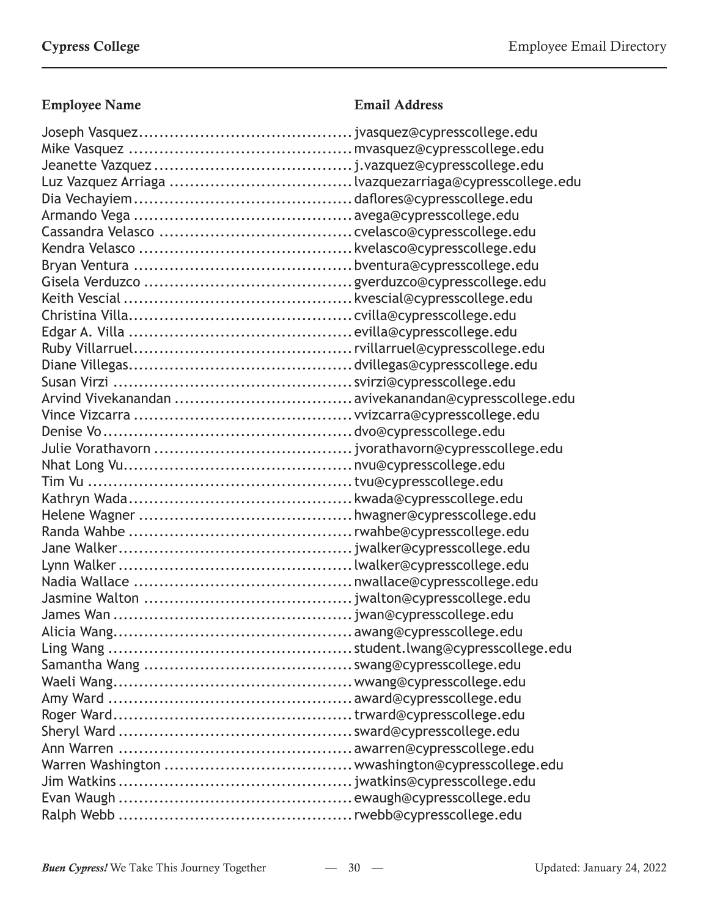| Employee Name | Email Address |
|---|---|
| Joseph Vasquez | jvasquez@cypresscollege.edu |
| Mike Vasquez | mvasquez@cypresscollege.edu |
| Jeanette Vazquez | j.vazquez@cypresscollege.edu |
| Luz Vazquez Arriaga | lvazquezarriaga@cypresscollege.edu |
| Dia Vechayiem | daflores@cypresscollege.edu |
| Armando Vega | avega@cypresscollege.edu |
| Cassandra Velasco | cvelasco@cypresscollege.edu |
| Kendra Velasco | kvelasco@cypresscollege.edu |
| Bryan Ventura | bventura@cypresscollege.edu |
| Gisela Verduzco | gverduzco@cypresscollege.edu |
| Keith Vescial | kvescial@cypresscollege.edu |
| Christina Villa | cvilla@cypresscollege.edu |
| Edgar A. Villa | evilla@cypresscollege.edu |
| Ruby Villarruel | rvillarruel@cypresscollege.edu |
| Diane Villegas | dvillegas@cypresscollege.edu |
| Susan Virzi | svirzi@cypresscollege.edu |
| Arvind Vivekanandan | avivekanandan@cypresscollege.edu |
| Vince Vizcarra | vvizcarra@cypresscollege.edu |
| Denise Vo | dvo@cypresscollege.edu |
| Julie Vorathavorn | jvorathavorn@cypresscollege.edu |
| Nhat Long Vu | nvu@cypresscollege.edu |
| Tim Vu | tvu@cypresscollege.edu |
| Kathryn Wada | kwada@cypresscollege.edu |
| Helene Wagner | hwagner@cypresscollege.edu |
| Randa Wahbe | rwahbe@cypresscollege.edu |
| Jane Walker | jwalker@cypresscollege.edu |
| Lynn Walker | lwalker@cypresscollege.edu |
| Nadia Wallace | nwallace@cypresscollege.edu |
| Jasmine Walton | jwalton@cypresscollege.edu |
| James Wan | jwan@cypresscollege.edu |
| Alicia Wang | awang@cypresscollege.edu |
| Ling Wang | student.lwang@cypresscollege.edu |
| Samantha Wang | swang@cypresscollege.edu |
| Waeli Wang | wwang@cypresscollege.edu |
| Amy Ward | award@cypresscollege.edu |
| Roger Ward | trward@cypresscollege.edu |
| Sheryl Ward | sward@cypresscollege.edu |
| Ann Warren | awarren@cypresscollege.edu |
| Warren Washington | wwashington@cypresscollege.edu |
| Jim Watkins | jwatkins@cypresscollege.edu |
| Evan Waugh | ewaugh@cypresscollege.edu |
| Ralph Webb | rwebb@cypresscollege.edu |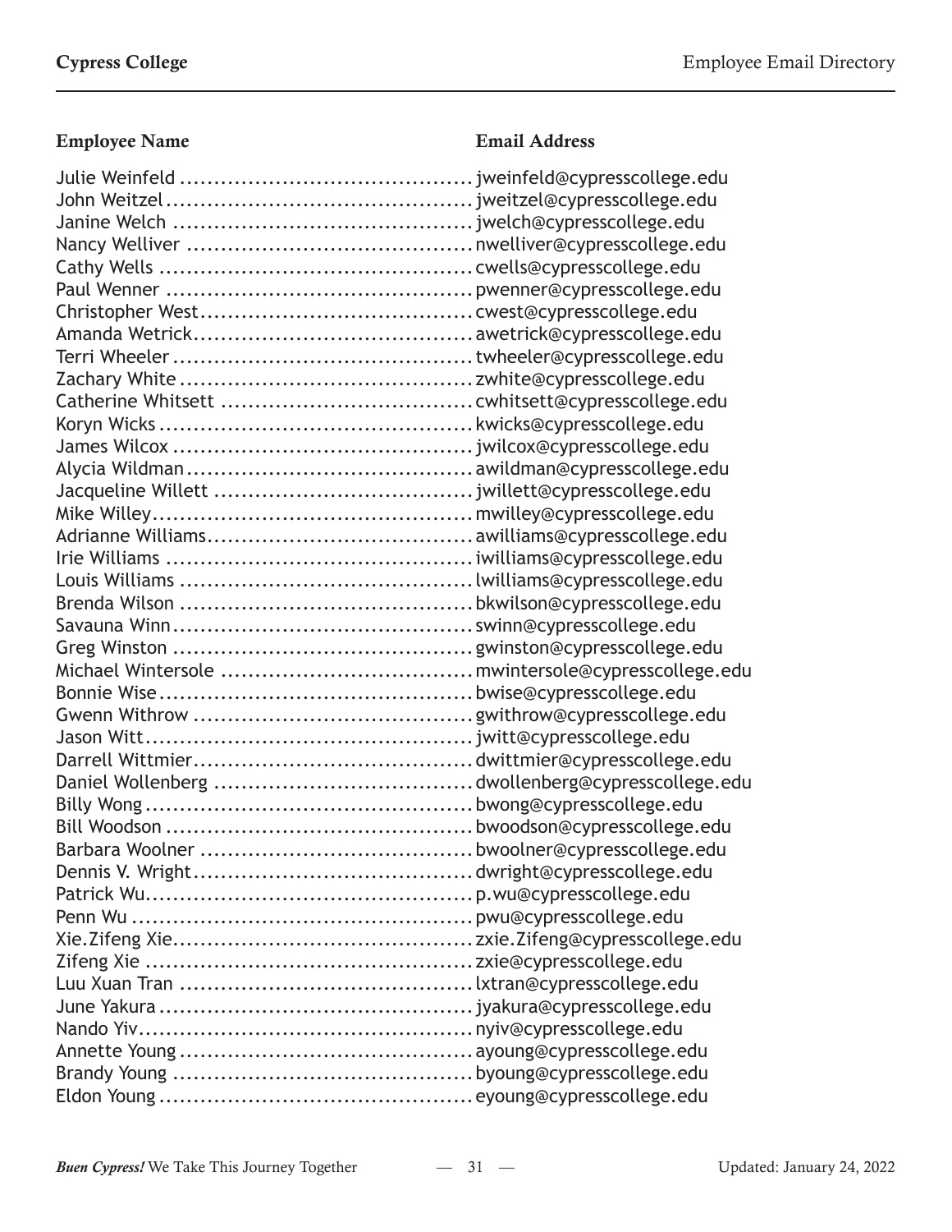| Employee Name | Email Address |
|---|---|
| Julie Weinfeld | jweinfeld@cypresscollege.edu |
| John Weitzel | jweitzel@cypresscollege.edu |
| Janine Welch | jwelch@cypresscollege.edu |
| Nancy Welliver | nwelliver@cypresscollege.edu |
| Cathy Wells | cwells@cypresscollege.edu |
| Paul Wenner | pwenner@cypresscollege.edu |
| Christopher West | cwest@cypresscollege.edu |
| Amanda Wetrick | awetrick@cypresscollege.edu |
| Terri Wheeler | twheeler@cypresscollege.edu |
| Zachary White | zwhite@cypresscollege.edu |
| Catherine Whitsett | cwhitsett@cypresscollege.edu |
| Koryn Wicks | kwicks@cypresscollege.edu |
| James Wilcox | jwilcox@cypresscollege.edu |
| Alycia Wildman | awildman@cypresscollege.edu |
| Jacqueline Willett | jwillett@cypresscollege.edu |
| Mike Willey | mwilley@cypresscollege.edu |
| Adrianne Williams | awilliams@cypresscollege.edu |
| Irie Williams | iwilliams@cypresscollege.edu |
| Louis Williams | lwilliams@cypresscollege.edu |
| Brenda Wilson | bkwilson@cypresscollege.edu |
| Savauna Winn | swinn@cypresscollege.edu |
| Greg Winston | gwinston@cypresscollege.edu |
| Michael Wintersole | mwintersole@cypresscollege.edu |
| Bonnie Wise | bwise@cypresscollege.edu |
| Gwenn Withrow | gwithrow@cypresscollege.edu |
| Jason Witt | jwitt@cypresscollege.edu |
| Darrell Wittmier | dwittmier@cypresscollege.edu |
| Daniel Wollenberg | dwollenberg@cypresscollege.edu |
| Billy Wong | bwong@cypresscollege.edu |
| Bill Woodson | bwoodson@cypresscollege.edu |
| Barbara Woolner | bwoolner@cypresscollege.edu |
| Dennis V. Wright | dwright@cypresscollege.edu |
| Patrick Wu | p.wu@cypresscollege.edu |
| Penn Wu | pwu@cypresscollege.edu |
| Xie.Zifeng Xie | zxie.Zifeng@cypresscollege.edu |
| Zifeng Xie | zxie@cypresscollege.edu |
| Luu Xuan Tran | lxtran@cypresscollege.edu |
| June Yakura | jyakura@cypresscollege.edu |
| Nando Yiv | nyiv@cypresscollege.edu |
| Annette Young | ayoung@cypresscollege.edu |
| Brandy Young | byoung@cypresscollege.edu |
| Eldon Young | eyoung@cypresscollege.edu |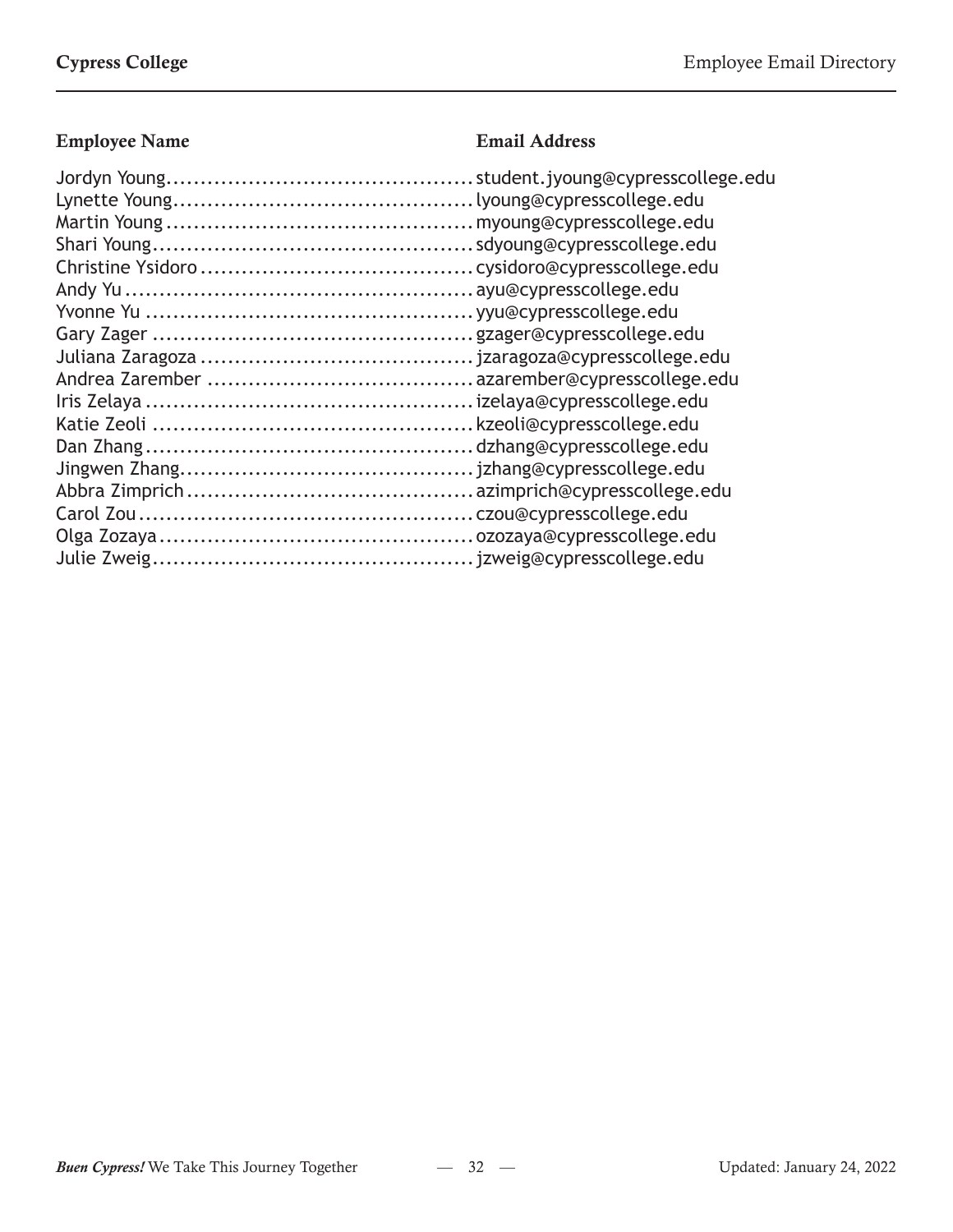| Employee Name | Email Address |
| --- | --- |
| Jordyn Young | student.jyoung@cypresscollege.edu |
| Lynette Young | lyoung@cypresscollege.edu |
| Martin Young | myoung@cypresscollege.edu |
| Shari Young | sdyoung@cypresscollege.edu |
| Christine Ysidoro | cysidoro@cypresscollege.edu |
| Andy Yu | ayu@cypresscollege.edu |
| Yvonne Yu | yyu@cypresscollege.edu |
| Gary Zager | gzager@cypresscollege.edu |
| Juliana Zaragoza | jzaragoza@cypresscollege.edu |
| Andrea Zarember | azarember@cypresscollege.edu |
| Iris Zelaya | izelaya@cypresscollege.edu |
| Katie Zeoli | kzeoli@cypresscollege.edu |
| Dan Zhang | dzhang@cypresscollege.edu |
| Jingwen Zhang | jzhang@cypresscollege.edu |
| Abbra Zimprich | azimprich@cypresscollege.edu |
| Carol Zou | czou@cypresscollege.edu |
| Olga Zozaya | ozozaya@cypresscollege.edu |
| Julie Zweig | jzweig@cypresscollege.edu |